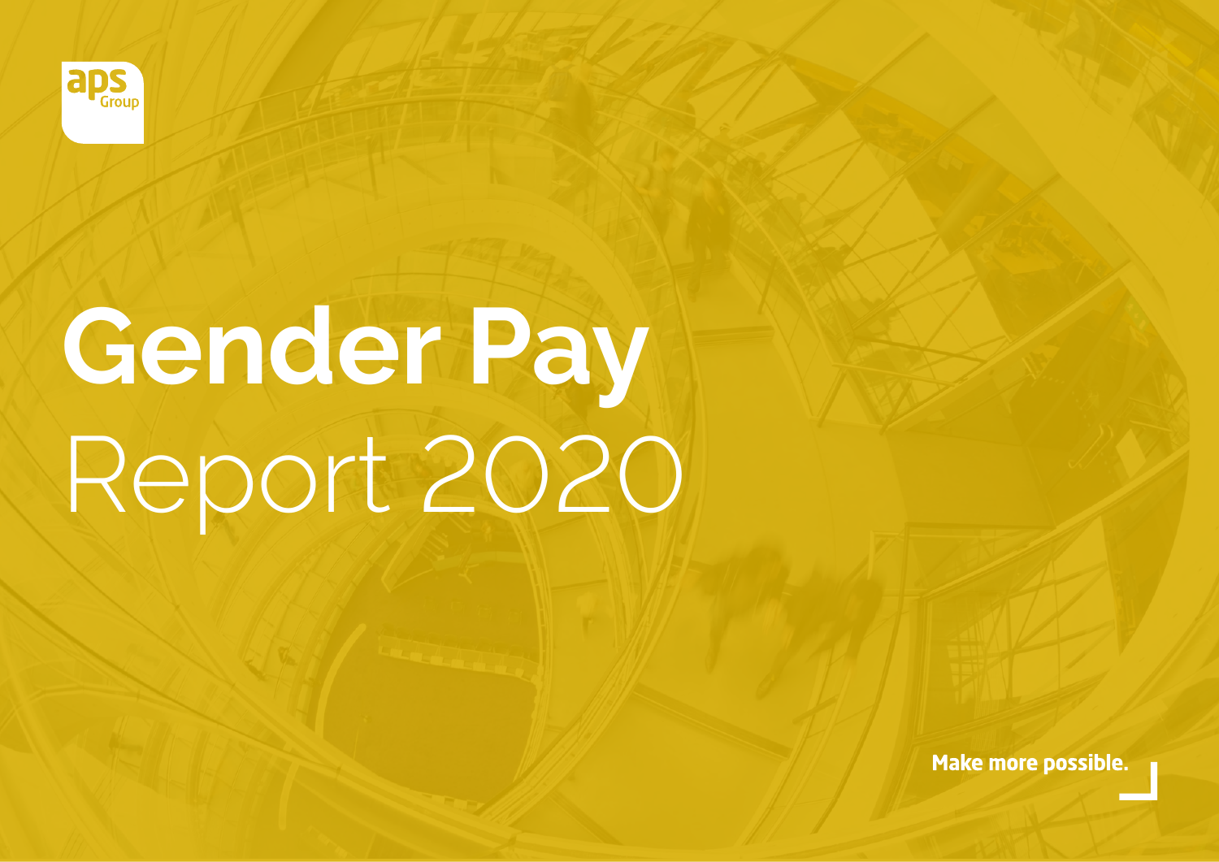aps Group

# Gender Pay Report 2020

Make more possible.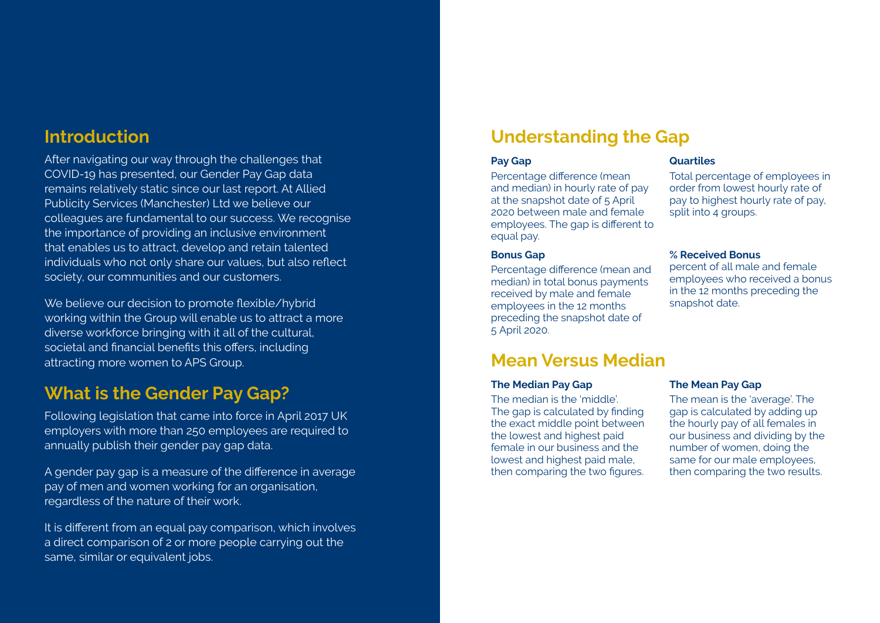## Introduction

After navigating our way through the challenges that COVID-19 has presented, our Gender Pay Gap data remains relatively static since our last report. At Allied Publicity Services (Manchester) Ltd we believe our colleagues are fundamental to our success. We recognise the importance of providing an inclusive environment that enables us to attract, develop and retain talented individuals who not only share our values, but also reflect society, our communities and our customers.

We believe our decision to promote flexible/hybrid working within the Group will enable us to attract a more diverse workforce bringing with it all of the cultural, societal and financial benefits this offers, including attracting more women to APS Group.

## What is the Gender Pay Gap?

Following legislation that came into force in April 2017 UK employers with more than 250 employees are required to annually publish their gender pay gap data.

A gender pay gap is a measure of the difference in average pay of men and women working for an organisation, regardless of the nature of their work.

It is different from an equal pay comparison, which involves a direct comparison of 2 or more people carrying out the same, similar or equivalent jobs.

## Understanding the Gap

**Pay Gap**

Percentage difference (mean and median) in hourly rate of pay at the snapshot date of 5 April 2020 between male and female employees. The gap is different to equal pay.

**Bonus Gap**

Percentage difference (mean and median) in total bonus payments received by male and female employees in the 12 months preceding the snapshot date of 5 April 2020.

**Quartiles**

Total percentage of employees in order from lowest hourly rate of pay to highest hourly rate of pay, split into 4 groups.

**% Received Bonus**

percent of all male and female employees who received a bonus in the 12 months preceding the snapshot date.

## Mean Versus Median

**The Median Pay Gap**

The median is the 'middle'. The gap is calculated by finding the exact middle point between the lowest and highest paid female in our business and the lowest and highest paid male, then comparing the two figures.

**The Mean Pay Gap**

The mean is the 'average'. The gap is calculated by adding up the hourly pay of all females in our business and dividing by the number of women, doing the same for our male employees, then comparing the two results.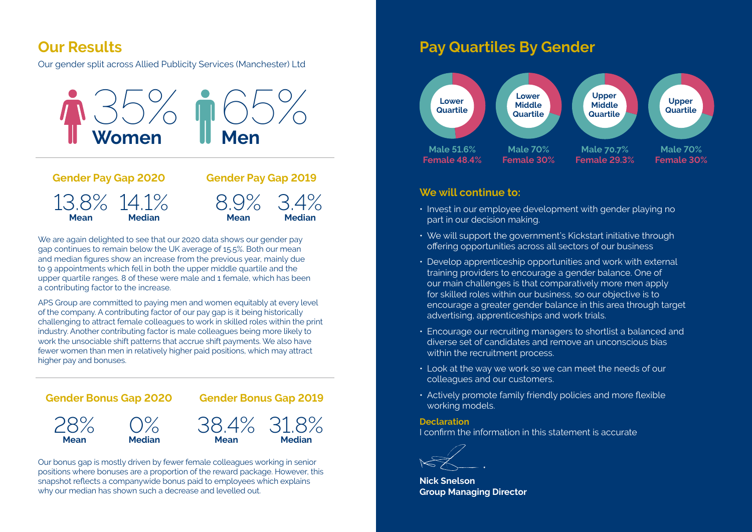## Our Results

Our gender split across Allied Publicity Services (Manchester) Ltd

35% **Women**

65% **Men**

### Gender Pay Gap 2020

13.8% **Mean**

14.1% **Median**

### Gender Pay Gap 2019

8.9% **Mean**

3.4% **Median**

We are again delighted to see that our 2020 data shows our gender pay gap continues to remain below the UK average of 15.5%. Both our mean and median figures show an increase from the previous year, mainly due to 9 appointments which fell in both the upper middle quartile and the upper quartile ranges. 8 of these were male and 1 female, which has been a contributing factor to the increase.

APS Group are committed to paying men and women equitably at every level of the company. A contributing factor of our pay gap is it being historically challenging to attract female colleagues to work in skilled roles within the print industry. Another contributing factor is male colleagues being more likely to work the unsociable shift patterns that accrue shift payments. We also have fewer women than men in relatively higher paid positions, which may attract higher pay and bonuses.

### Gender Bonus Gap 2020

28% **Mean**

0% **Median**

### Gender Bonus Gap 2019

38.4% **Mean**

31.8% **Median**

Our bonus gap is mostly driven by fewer female colleagues working in senior positions where bonuses are a proportion of the reward package. However, this snapshot reflects a companywide bonus paid to employees which explains why our median has shown such a decrease and levelled out.

## Pay Quartiles By Gender

**Lower Quartile**
Male 51.6%
Female 48.4%

**Lower Middle Quartile**
Male 70%
Female 30%

**Upper Middle Quartile**
Male 70.7%
Female 29.3%

**Upper Quartile**
Male 70%
Female 30%

### We will continue to:

- Invest in our employee development with gender playing no part in our decision making.
- We will support the government's Kickstart initiative through offering opportunities across all sectors of our business
- Develop apprenticeship opportunities and work with external training providers to encourage a gender balance. One of our main challenges is that comparatively more men apply for skilled roles within our business, so our objective is to encourage a greater gender balance in this area through target advertising, apprenticeships and work trials.
- Encourage our recruiting managers to shortlist a balanced and diverse set of candidates and remove an unconscious bias within the recruitment process.
- Look at the way we work so we can meet the needs of our colleagues and our customers.
- Actively promote family friendly policies and more flexible working models.

**Declaration**

I confirm the information in this statement is accurate

**Nick Snelson**
**Group Managing Director**